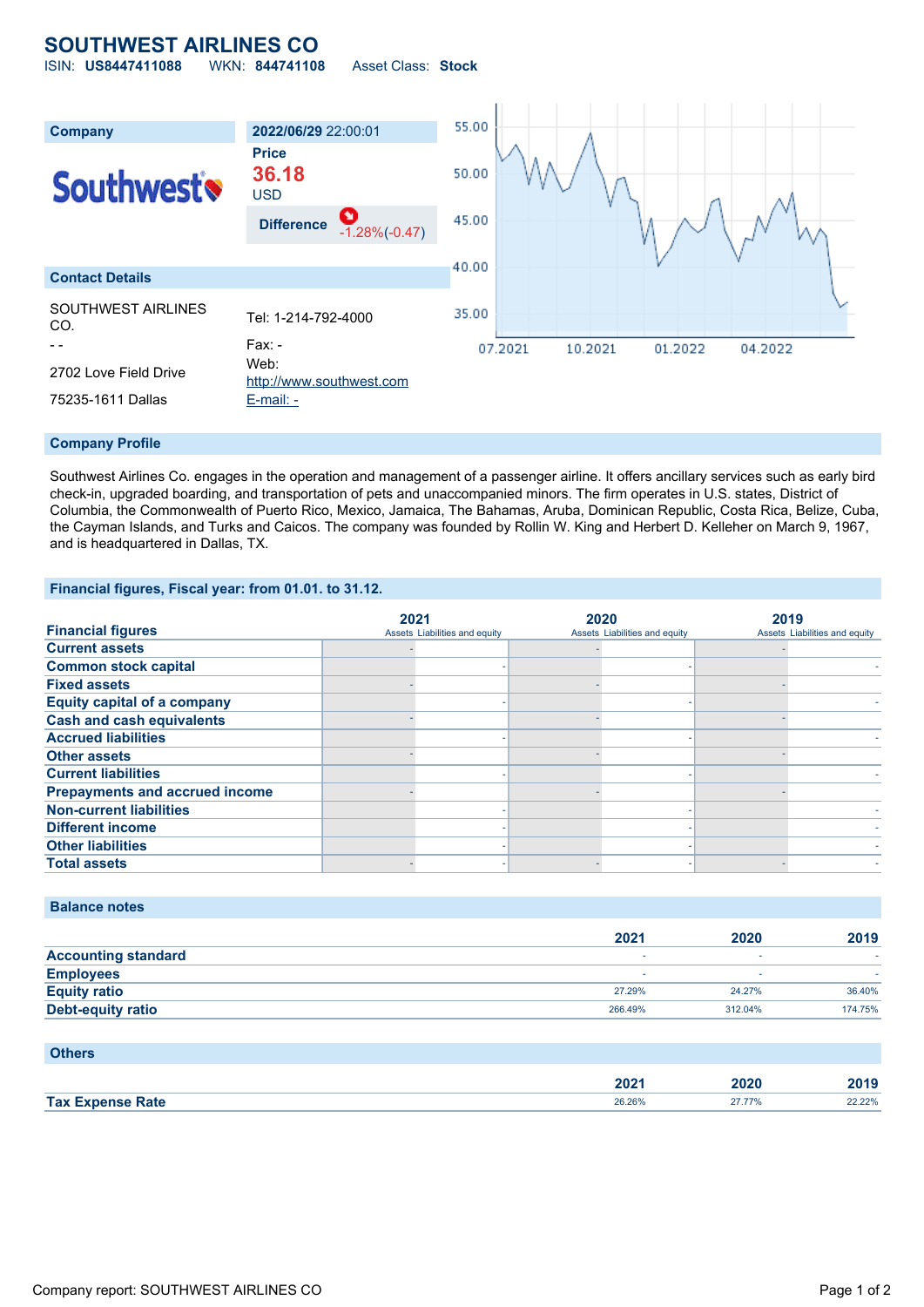# SOUTHWEST AIRLINES CO

ISIN: **US8447411088** WKN: **844741108** Asset Class: **Stock**

| Company | 2022/06/29 22:00:01 |
|---|---|
| Southwest | **Price** 36.18 USD |
| | **Difference** -1.28%(-0.47) |

**Contact Details**

| | |
|---|---|
| SOUTHWEST AIRLINES CO. | Tel: 1-214-792-4000 |
| - - | Fax: - |
| 2702 Love Field Drive | Web: http://www.southwest.com |
| 75235-1611 Dallas | E-mail: - |

## Company Profile

Southwest Airlines Co. engages in the operation and management of a passenger airline. It offers ancillary services such as early bird check-in, upgraded boarding, and transportation of pets and unaccompanied minors. The firm operates in U.S. states, District of Columbia, the Commonwealth of Puerto Rico, Mexico, Jamaica, The Bahamas, Aruba, Dominican Republic, Costa Rica, Belize, Cuba, the Cayman Islands, and Turks and Caicos. The company was founded by Rollin W. King and Herbert D. Kelleher on March 9, 1967, and is headquartered in Dallas, TX.

## Financial figures, Fiscal year: from 01.01. to 31.12.

| Financial figures | 2021 Assets | 2021 Liabilities and equity | 2020 Assets | 2020 Liabilities and equity | 2019 Assets | 2019 Liabilities and equity |
|---|---|---|---|---|---|---|
| Current assets | - | | - | | - | |
| Common stock capital | | - | | - | | - |
| Fixed assets | - | | - | | - | |
| Equity capital of a company | | - | | - | | - |
| Cash and cash equivalents | - | | - | | - | |
| Accrued liabilities | | - | | - | | - |
| Other assets | - | | - | | - | |
| Current liabilities | | - | | - | | - |
| Prepayments and accrued income | - | | - | | - | |
| Non-current liabilities | | - | | - | | - |
| Different income | | - | | - | | - |
| Other liabilities | | - | | - | | - |
| Total assets | - | - | - | - | - | - |

## Balance notes

| | 2021 | 2020 | 2019 |
|---|---|---|---|
| Accounting standard | - | - | - |
| Employees | - | - | - |
| Equity ratio | 27.29% | 24.27% | 36.40% |
| Debt-equity ratio | 266.49% | 312.04% | 174.75% |

## Others

| | 2021 | 2020 | 2019 |
|---|---|---|---|
| Tax Expense Rate | 26.26% | 27.77% | 22.22% |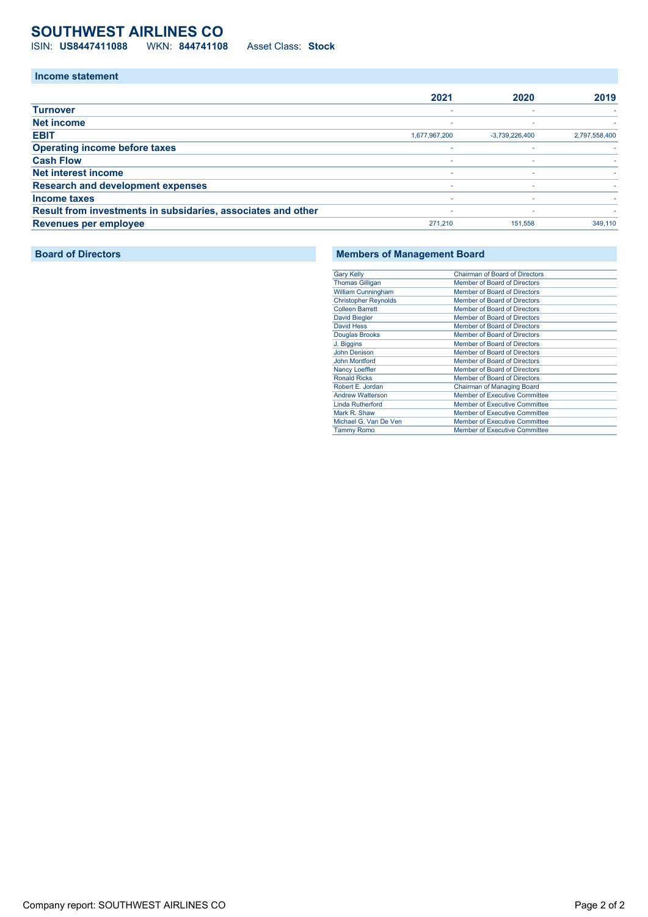# SOUTHWEST AIRLINES CO

ISIN: **US8447411088** WKN: **844741108** Asset Class: **Stock**

## Income statement

| | 2021 | 2020 | 2019 |
|---|---|---|---|
| **Turnover** | - | - | - |
| **Net income** | - | - | - |
| **EBIT** | 1,677,967,200 | -3,739,226,400 | 2,797,558,400 |
| **Operating income before taxes** | - | - | - |
| **Cash Flow** | - | - | - |
| **Net interest income** | - | - | - |
| **Research and development expenses** | - | - | - |
| **Income taxes** | - | - | - |
| **Result from investments in subsidaries, associates and other** | - | - | - |
| **Revenues per employee** | 271,210 | 151,558 | 349,110 |

## Board of Directors

## Members of Management Board

| | |
|---|---|
| Gary Kelly | Chairman of Board of Directors |
| Thomas Gilligan | Member of Board of Directors |
| William Cunningham | Member of Board of Directors |
| Christopher Reynolds | Member of Board of Directors |
| Colleen Barrett | Member of Board of Directors |
| David Biegler | Member of Board of Directors |
| David Hess | Member of Board of Directors |
| Douglas Brooks | Member of Board of Directors |
| J. Biggins | Member of Board of Directors |
| John Denison | Member of Board of Directors |
| John Montford | Member of Board of Directors |
| Nancy Loeffler | Member of Board of Directors |
| Ronald Ricks | Member of Board of Directors |
| Robert E. Jordan | Chairman of Managing Board |
| Andrew Watterson | Member of Executive Committee |
| Linda Rutherford | Member of Executive Committee |
| Mark R. Shaw | Member of Executive Committee |
| Michael G. Van De Ven | Member of Executive Committee |
| Tammy Romo | Member of Executive Committee |